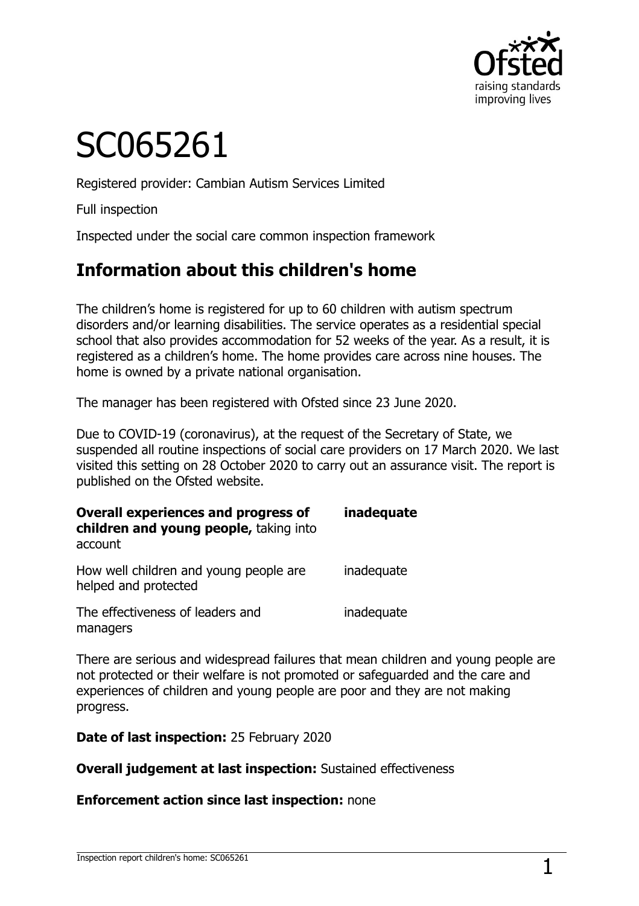# SC065261

Registered provider: Cambian Autism Services Limited

Full inspection

Inspected under the social care common inspection framework

## Information about this children's home

The children's home is registered for up to 60 children with autism spectrum disorders and/or learning disabilities. The service operates as a residential special school that also provides accommodation for 52 weeks of the year. As a result, it is registered as a children's home. The home provides care across nine houses. The home is owned by a private national organisation.

The manager has been registered with Ofsted since 23 June 2020.

Due to COVID-19 (coronavirus), at the request of the Secretary of State, we suspended all routine inspections of social care providers on 17 March 2020. We last visited this setting on 28 October 2020 to carry out an assurance visit. The report is published on the Ofsted website.

| | |
|---|---|
| **Overall experiences and progress of children and young people,** taking into account | **inadequate** |
| How well children and young people are helped and protected | inadequate |
| The effectiveness of leaders and managers | inadequate |

There are serious and widespread failures that mean children and young people are not protected or their welfare is not promoted or safeguarded and the care and experiences of children and young people are poor and they are not making progress.

**Date of last inspection:** 25 February 2020

**Overall judgement at last inspection:** Sustained effectiveness

**Enforcement action since last inspection:** none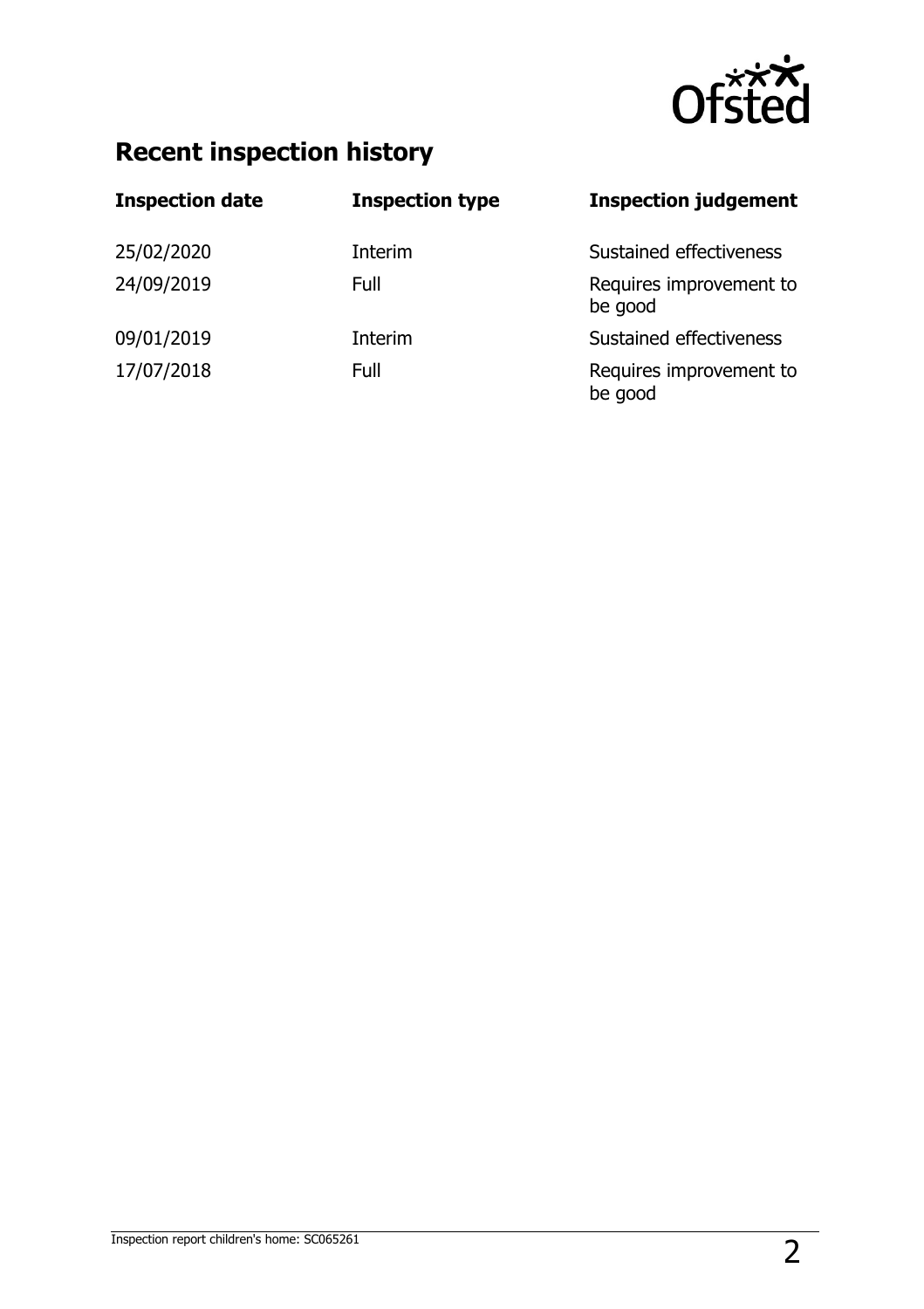## Recent inspection history

| Inspection date | Inspection type | Inspection judgement |
| --- | --- | --- |
| 25/02/2020 | Interim | Sustained effectiveness |
| 24/09/2019 | Full | Requires improvement to be good |
| 09/01/2019 | Interim | Sustained effectiveness |
| 17/07/2018 | Full | Requires improvement to be good |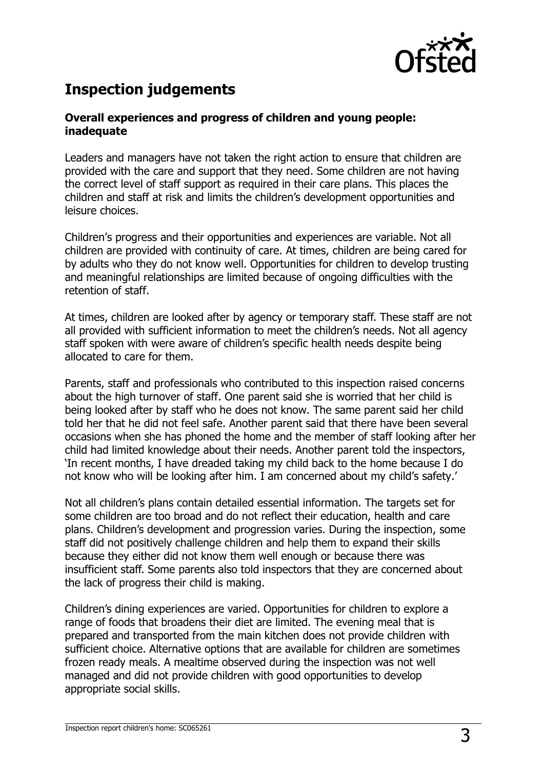## Inspection judgements

### Overall experiences and progress of children and young people: inadequate

Leaders and managers have not taken the right action to ensure that children are provided with the care and support that they need. Some children are not having the correct level of staff support as required in their care plans. This places the children and staff at risk and limits the children's development opportunities and leisure choices.

Children's progress and their opportunities and experiences are variable. Not all children are provided with continuity of care. At times, children are being cared for by adults who they do not know well. Opportunities for children to develop trusting and meaningful relationships are limited because of ongoing difficulties with the retention of staff.

At times, children are looked after by agency or temporary staff. These staff are not all provided with sufficient information to meet the children's needs. Not all agency staff spoken with were aware of children's specific health needs despite being allocated to care for them.

Parents, staff and professionals who contributed to this inspection raised concerns about the high turnover of staff. One parent said she is worried that her child is being looked after by staff who he does not know. The same parent said her child told her that he did not feel safe. Another parent said that there have been several occasions when she has phoned the home and the member of staff looking after her child had limited knowledge about their needs. Another parent told the inspectors, 'In recent months, I have dreaded taking my child back to the home because I do not know who will be looking after him. I am concerned about my child's safety.'

Not all children's plans contain detailed essential information. The targets set for some children are too broad and do not reflect their education, health and care plans. Children's development and progression varies. During the inspection, some staff did not positively challenge children and help them to expand their skills because they either did not know them well enough or because there was insufficient staff. Some parents also told inspectors that they are concerned about the lack of progress their child is making.

Children's dining experiences are varied. Opportunities for children to explore a range of foods that broadens their diet are limited. The evening meal that is prepared and transported from the main kitchen does not provide children with sufficient choice. Alternative options that are available for children are sometimes frozen ready meals. A mealtime observed during the inspection was not well managed and did not provide children with good opportunities to develop appropriate social skills.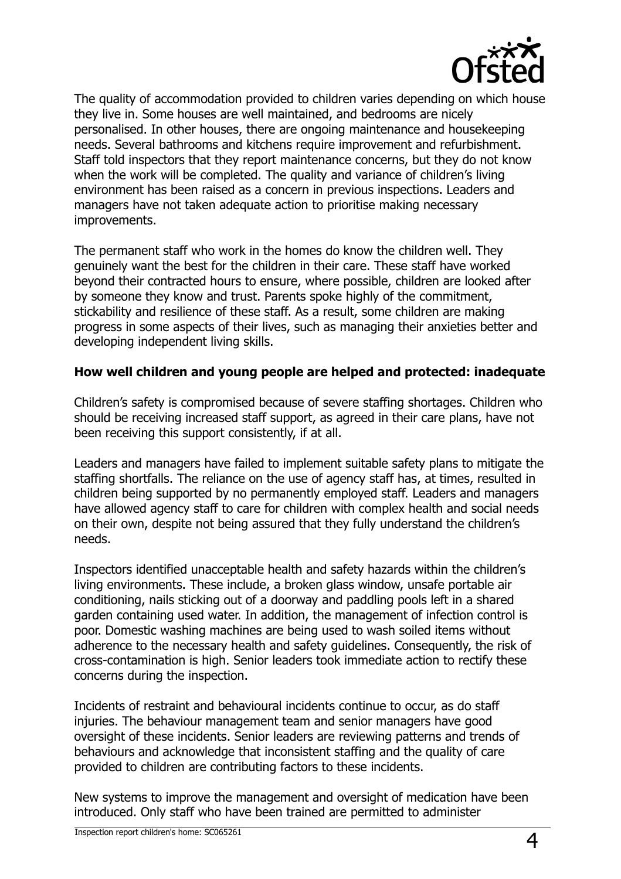The quality of accommodation provided to children varies depending on which house they live in. Some houses are well maintained, and bedrooms are nicely personalised. In other houses, there are ongoing maintenance and housekeeping needs. Several bathrooms and kitchens require improvement and refurbishment. Staff told inspectors that they report maintenance concerns, but they do not know when the work will be completed. The quality and variance of children's living environment has been raised as a concern in previous inspections. Leaders and managers have not taken adequate action to prioritise making necessary improvements.

The permanent staff who work in the homes do know the children well. They genuinely want the best for the children in their care. These staff have worked beyond their contracted hours to ensure, where possible, children are looked after by someone they know and trust. Parents spoke highly of the commitment, stickability and resilience of these staff. As a result, some children are making progress in some aspects of their lives, such as managing their anxieties better and developing independent living skills.

**How well children and young people are helped and protected: inadequate**

Children's safety is compromised because of severe staffing shortages. Children who should be receiving increased staff support, as agreed in their care plans, have not been receiving this support consistently, if at all.

Leaders and managers have failed to implement suitable safety plans to mitigate the staffing shortfalls. The reliance on the use of agency staff has, at times, resulted in children being supported by no permanently employed staff. Leaders and managers have allowed agency staff to care for children with complex health and social needs on their own, despite not being assured that they fully understand the children's needs.

Inspectors identified unacceptable health and safety hazards within the children's living environments. These include, a broken glass window, unsafe portable air conditioning, nails sticking out of a doorway and paddling pools left in a shared garden containing used water. In addition, the management of infection control is poor. Domestic washing machines are being used to wash soiled items without adherence to the necessary health and safety guidelines. Consequently, the risk of cross-contamination is high. Senior leaders took immediate action to rectify these concerns during the inspection.

Incidents of restraint and behavioural incidents continue to occur, as do staff injuries. The behaviour management team and senior managers have good oversight of these incidents. Senior leaders are reviewing patterns and trends of behaviours and acknowledge that inconsistent staffing and the quality of care provided to children are contributing factors to these incidents.

New systems to improve the management and oversight of medication have been introduced. Only staff who have been trained are permitted to administer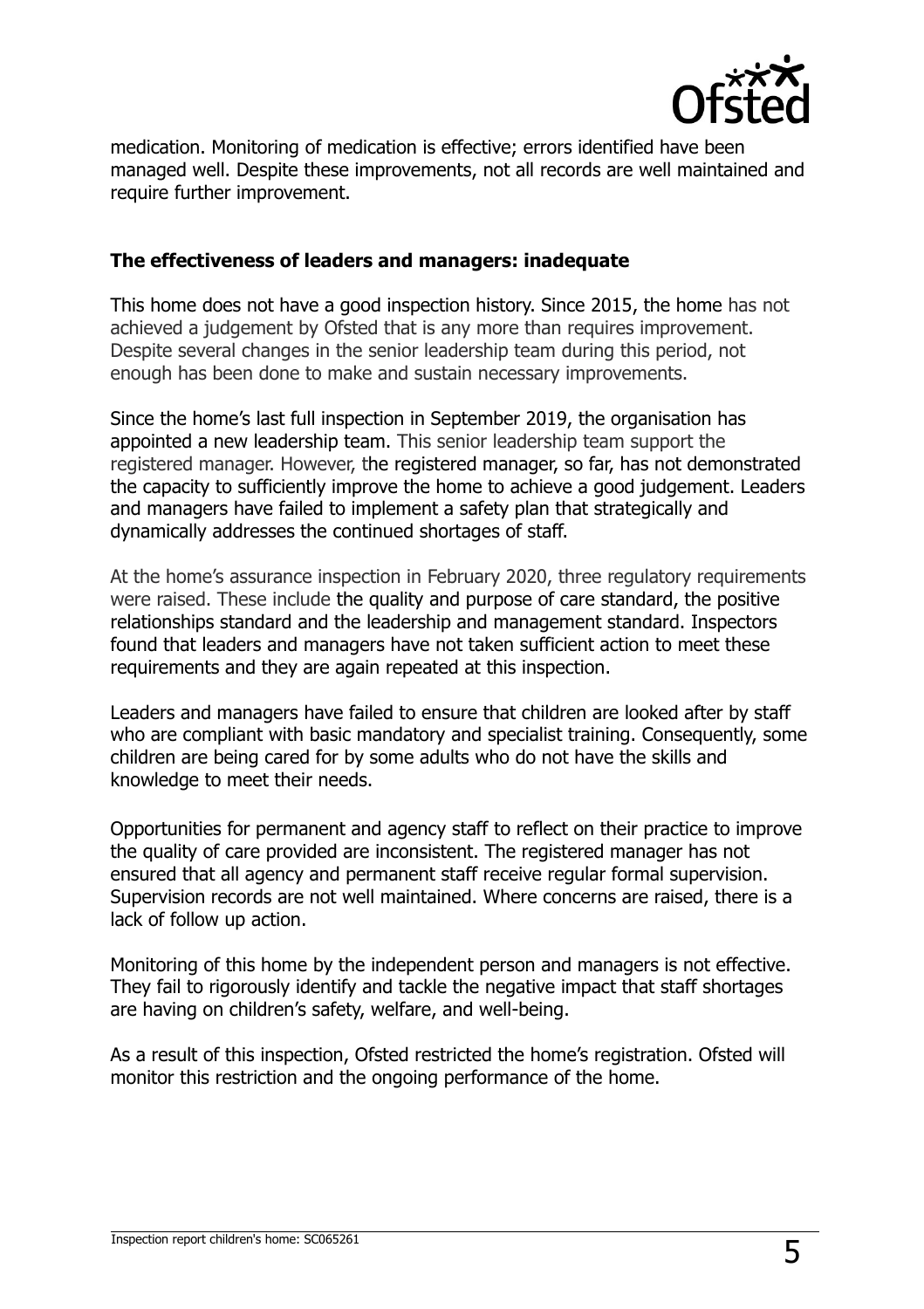medication. Monitoring of medication is effective; errors identified have been managed well. Despite these improvements, not all records are well maintained and require further improvement.

## The effectiveness of leaders and managers: inadequate

This home does not have a good inspection history. Since 2015, the home has not achieved a judgement by Ofsted that is any more than requires improvement. Despite several changes in the senior leadership team during this period, not enough has been done to make and sustain necessary improvements.

Since the home's last full inspection in September 2019, the organisation has appointed a new leadership team. This senior leadership team support the registered manager. However, the registered manager, so far, has not demonstrated the capacity to sufficiently improve the home to achieve a good judgement. Leaders and managers have failed to implement a safety plan that strategically and dynamically addresses the continued shortages of staff.

At the home's assurance inspection in February 2020, three regulatory requirements were raised. These include the quality and purpose of care standard, the positive relationships standard and the leadership and management standard. Inspectors found that leaders and managers have not taken sufficient action to meet these requirements and they are again repeated at this inspection.

Leaders and managers have failed to ensure that children are looked after by staff who are compliant with basic mandatory and specialist training. Consequently, some children are being cared for by some adults who do not have the skills and knowledge to meet their needs.

Opportunities for permanent and agency staff to reflect on their practice to improve the quality of care provided are inconsistent. The registered manager has not ensured that all agency and permanent staff receive regular formal supervision. Supervision records are not well maintained. Where concerns are raised, there is a lack of follow up action.

Monitoring of this home by the independent person and managers is not effective. They fail to rigorously identify and tackle the negative impact that staff shortages are having on children's safety, welfare, and well-being.

As a result of this inspection, Ofsted restricted the home's registration. Ofsted will monitor this restriction and the ongoing performance of the home.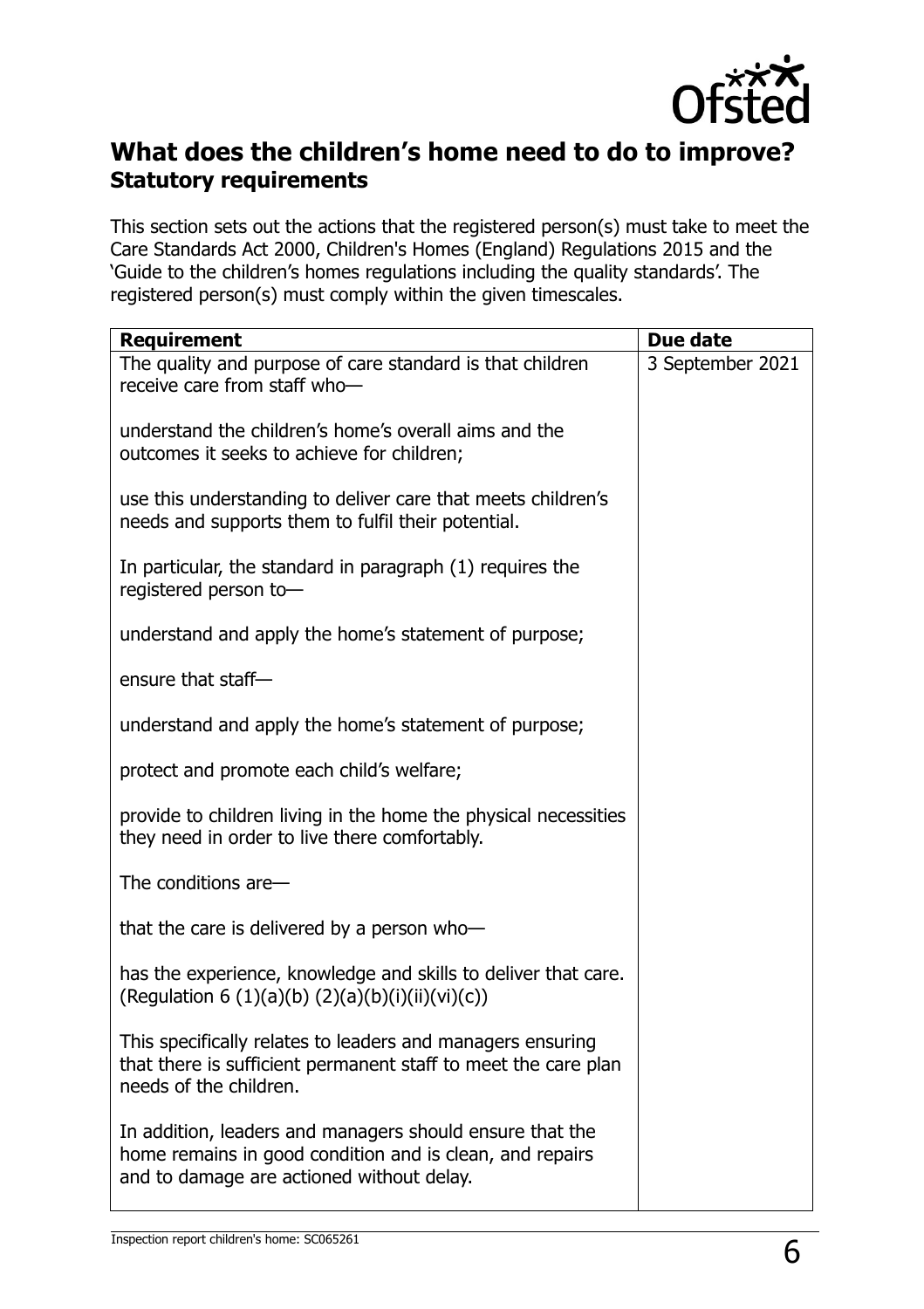## What does the children's home need to do to improve?

### Statutory requirements

This section sets out the actions that the registered person(s) must take to meet the Care Standards Act 2000, Children's Homes (England) Regulations 2015 and the 'Guide to the children's homes regulations including the quality standards'. The registered person(s) must comply within the given timescales.

| Requirement | Due date |
| --- | --- |
| The quality and purpose of care standard is that children receive care from staff who—<br><br>understand the children's home's overall aims and the outcomes it seeks to achieve for children;<br><br>use this understanding to deliver care that meets children's needs and supports them to fulfil their potential.<br><br>In particular, the standard in paragraph (1) requires the registered person to—<br><br>understand and apply the home's statement of purpose;<br><br>ensure that staff—<br><br>understand and apply the home's statement of purpose;<br><br>protect and promote each child's welfare;<br><br>provide to children living in the home the physical necessities they need in order to live there comfortably.<br><br>The conditions are—<br><br>that the care is delivered by a person who—<br><br>has the experience, knowledge and skills to deliver that care. (Regulation 6 (1)(a)(b) (2)(a)(b)(i)(ii)(vi)(c))<br><br>This specifically relates to leaders and managers ensuring that there is sufficient permanent staff to meet the care plan needs of the children.<br><br>In addition, leaders and managers should ensure that the home remains in good condition and is clean, and repairs and to damage are actioned without delay. | 3 September 2021 |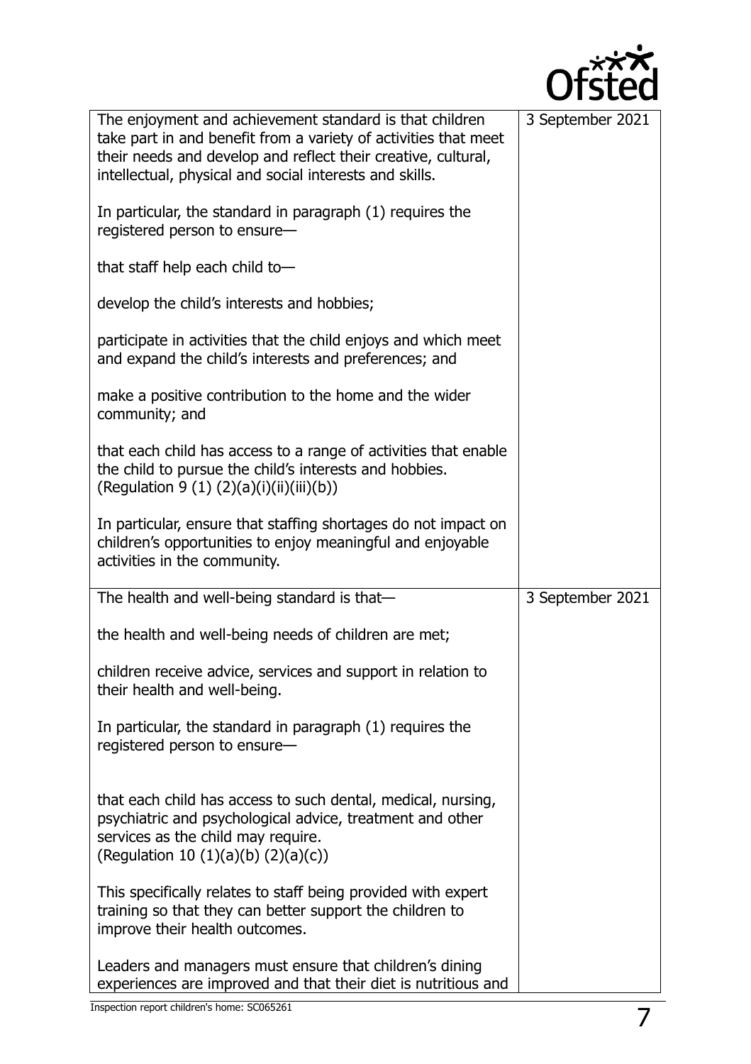| | |
|---|---|
| The enjoyment and achievement standard is that children take part in and benefit from a variety of activities that meet their needs and develop and reflect their creative, cultural, intellectual, physical and social interests and skills.<br><br>In particular, the standard in paragraph (1) requires the registered person to ensure—<br><br>that staff help each child to—<br><br>develop the child's interests and hobbies;<br><br>participate in activities that the child enjoys and which meet and expand the child's interests and preferences; and<br><br>make a positive contribution to the home and the wider community; and<br><br>that each child has access to a range of activities that enable the child to pursue the child's interests and hobbies. (Regulation 9 (1) (2)(a)(i)(ii)(iii)(b))<br><br>In particular, ensure that staffing shortages do not impact on children's opportunities to enjoy meaningful and enjoyable activities in the community. | 3 September 2021 |
| The health and well-being standard is that—<br><br>the health and well-being needs of children are met;<br><br>children receive advice, services and support in relation to their health and well-being.<br><br>In particular, the standard in paragraph (1) requires the registered person to ensure—<br><br>that each child has access to such dental, medical, nursing, psychiatric and psychological advice, treatment and other services as the child may require. (Regulation 10 (1)(a)(b) (2)(a)(c))<br><br>This specifically relates to staff being provided with expert training so that they can better support the children to improve their health outcomes.<br><br>Leaders and managers must ensure that children's dining experiences are improved and that their diet is nutritious and | 3 September 2021 |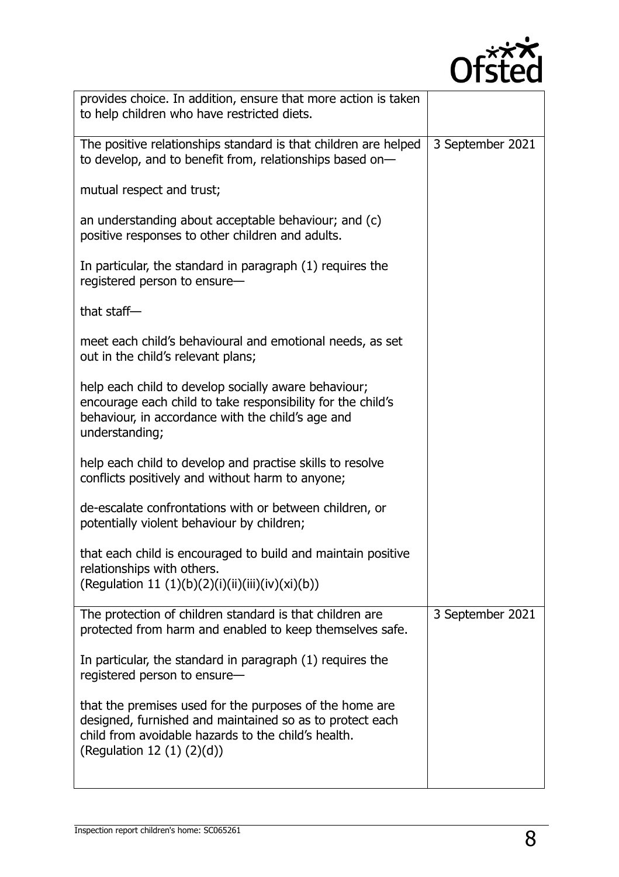| | |
|---|---|
| provides choice. In addition, ensure that more action is taken to help children who have restricted diets. | |
| The positive relationships standard is that children are helped to develop, and to benefit from, relationships based on—<br><br>mutual respect and trust;<br><br>an understanding about acceptable behaviour; and (c) positive responses to other children and adults.<br><br>In particular, the standard in paragraph (1) requires the registered person to ensure—<br><br>that staff—<br><br>meet each child's behavioural and emotional needs, as set out in the child's relevant plans;<br><br>help each child to develop socially aware behaviour; encourage each child to take responsibility for the child's behaviour, in accordance with the child's age and understanding;<br><br>help each child to develop and practise skills to resolve conflicts positively and without harm to anyone;<br><br>de-escalate confrontations with or between children, or potentially violent behaviour by children;<br><br>that each child is encouraged to build and maintain positive relationships with others.<br>(Regulation 11 (1)(b)(2)(i)(ii)(iii)(iv)(xi)(b)) | 3 September 2021 |
| The protection of children standard is that children are protected from harm and enabled to keep themselves safe.<br><br>In particular, the standard in paragraph (1) requires the registered person to ensure—<br><br>that the premises used for the purposes of the home are designed, furnished and maintained so as to protect each child from avoidable hazards to the child's health.<br>(Regulation 12 (1) (2)(d)) | 3 September 2021 |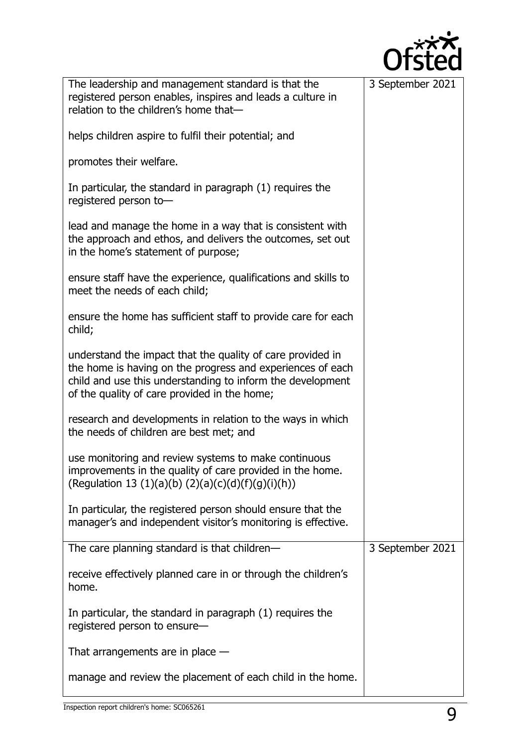| | |
|---|---|
| The leadership and management standard is that the registered person enables, inspires and leads a culture in relation to the children's home that—<br><br>helps children aspire to fulfil their potential; and<br><br>promotes their welfare.<br><br>In particular, the standard in paragraph (1) requires the registered person to—<br><br>lead and manage the home in a way that is consistent with the approach and ethos, and delivers the outcomes, set out in the home's statement of purpose;<br><br>ensure staff have the experience, qualifications and skills to meet the needs of each child;<br><br>ensure the home has sufficient staff to provide care for each child;<br><br>understand the impact that the quality of care provided in the home is having on the progress and experiences of each child and use this understanding to inform the development of the quality of care provided in the home;<br><br>research and developments in relation to the ways in which the needs of children are best met; and<br><br>use monitoring and review systems to make continuous improvements in the quality of care provided in the home. (Regulation 13 (1)(a)(b) (2)(a)(c)(d)(f)(g)(i)(h))<br><br>In particular, the registered person should ensure that the manager's and independent visitor's monitoring is effective. | 3 September 2021 |
| The care planning standard is that children—<br><br>receive effectively planned care in or through the children's home.<br><br>In particular, the standard in paragraph (1) requires the registered person to ensure—<br><br>That arrangements are in place —<br><br>manage and review the placement of each child in the home. | 3 September 2021 |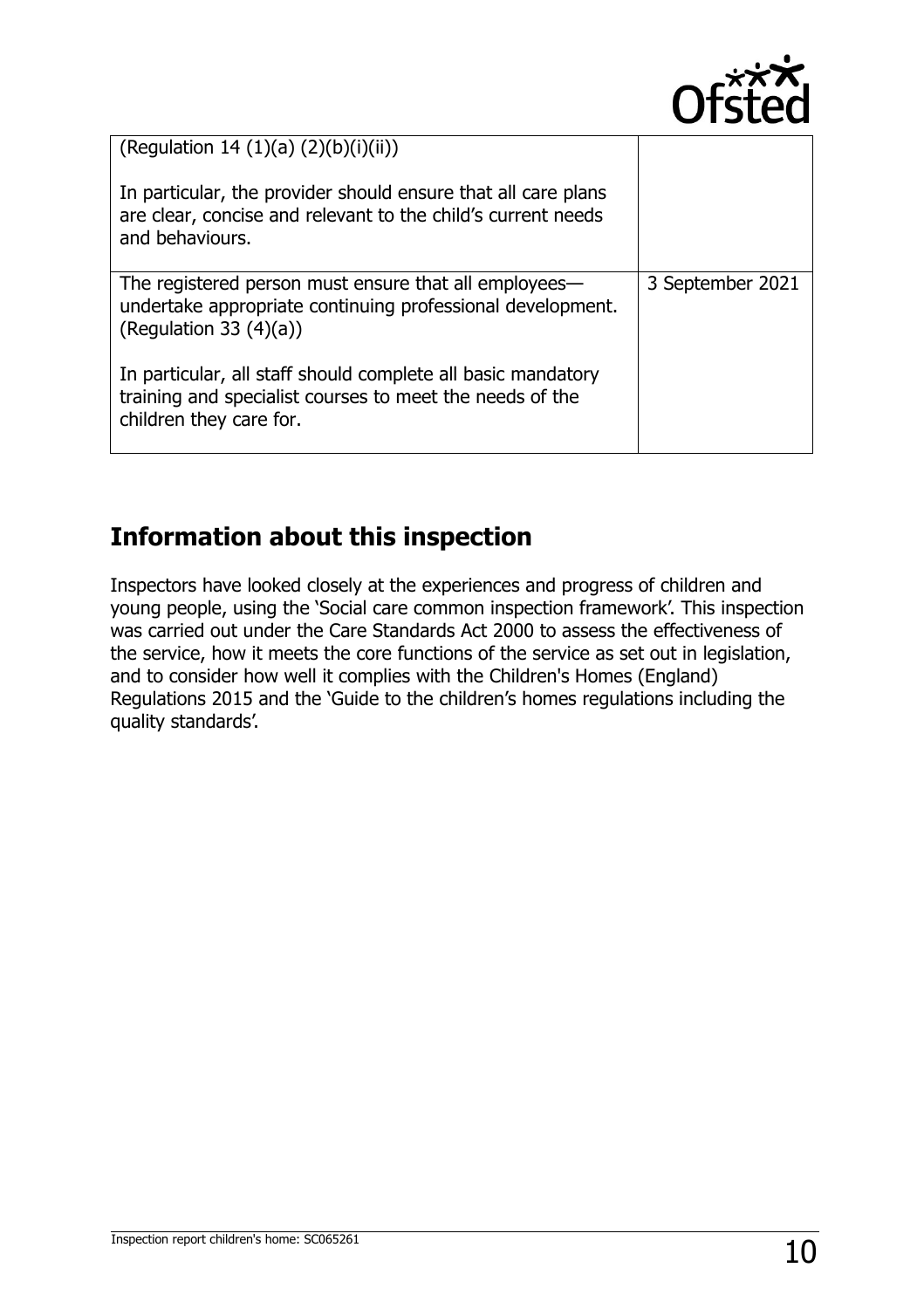| | |
|---|---|
| (Regulation 14 (1)(a) (2)(b)(i)(ii))<br><br>In particular, the provider should ensure that all care plans are clear, concise and relevant to the child's current needs and behaviours. | |
| The registered person must ensure that all employees—undertake appropriate continuing professional development. (Regulation 33 (4)(a))<br><br>In particular, all staff should complete all basic mandatory training and specialist courses to meet the needs of the children they care for. | 3 September 2021 |

## Information about this inspection

Inspectors have looked closely at the experiences and progress of children and young people, using the 'Social care common inspection framework'. This inspection was carried out under the Care Standards Act 2000 to assess the effectiveness of the service, how it meets the core functions of the service as set out in legislation, and to consider how well it complies with the Children's Homes (England) Regulations 2015 and the 'Guide to the children's homes regulations including the quality standards'.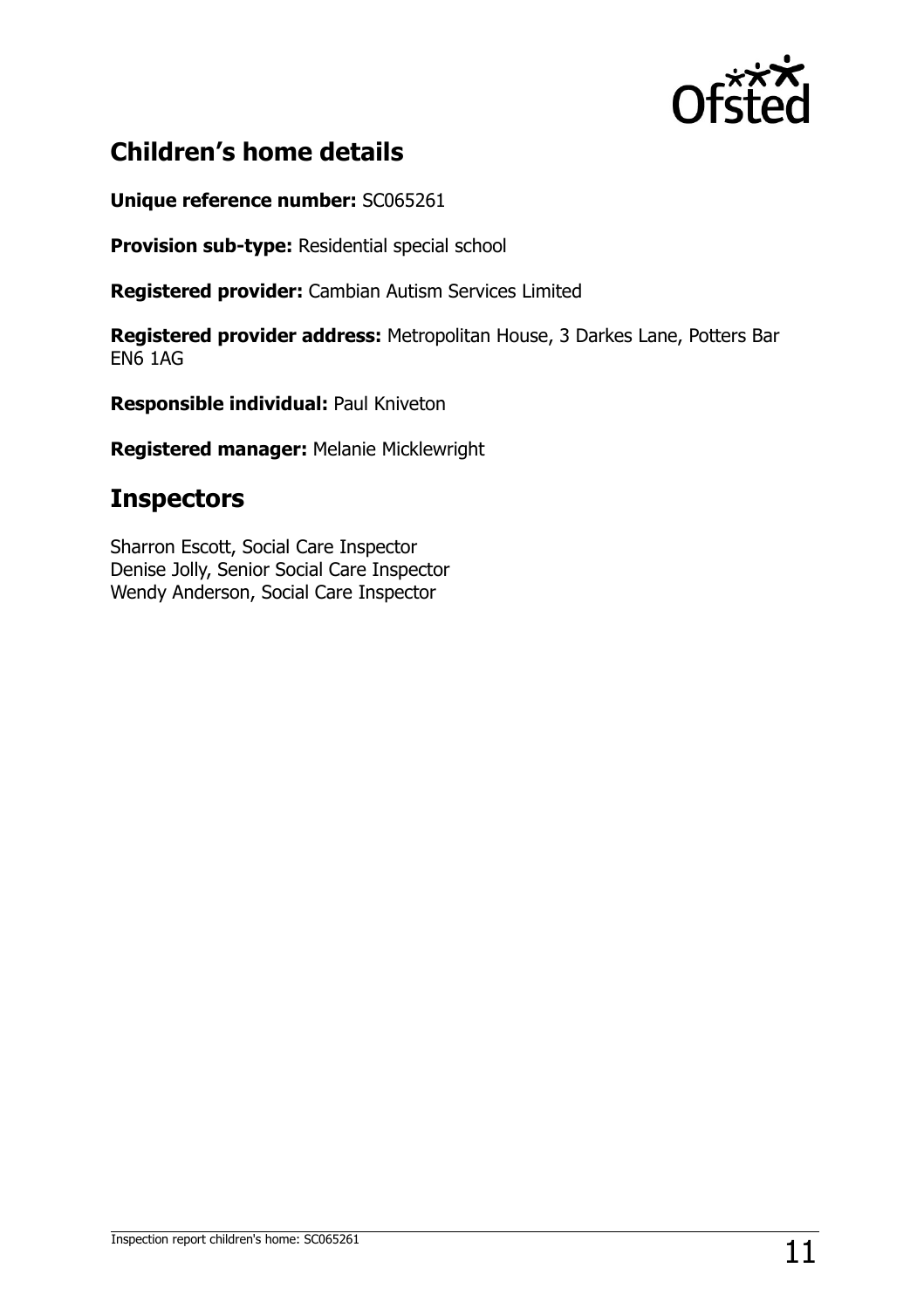## Children's home details

**Unique reference number:** SC065261

**Provision sub-type:** Residential special school

**Registered provider:** Cambian Autism Services Limited

**Registered provider address:** Metropolitan House, 3 Darkes Lane, Potters Bar EN6 1AG

**Responsible individual:** Paul Kniveton

**Registered manager:** Melanie Micklewright

## Inspectors

Sharron Escott, Social Care Inspector
Denise Jolly, Senior Social Care Inspector
Wendy Anderson, Social Care Inspector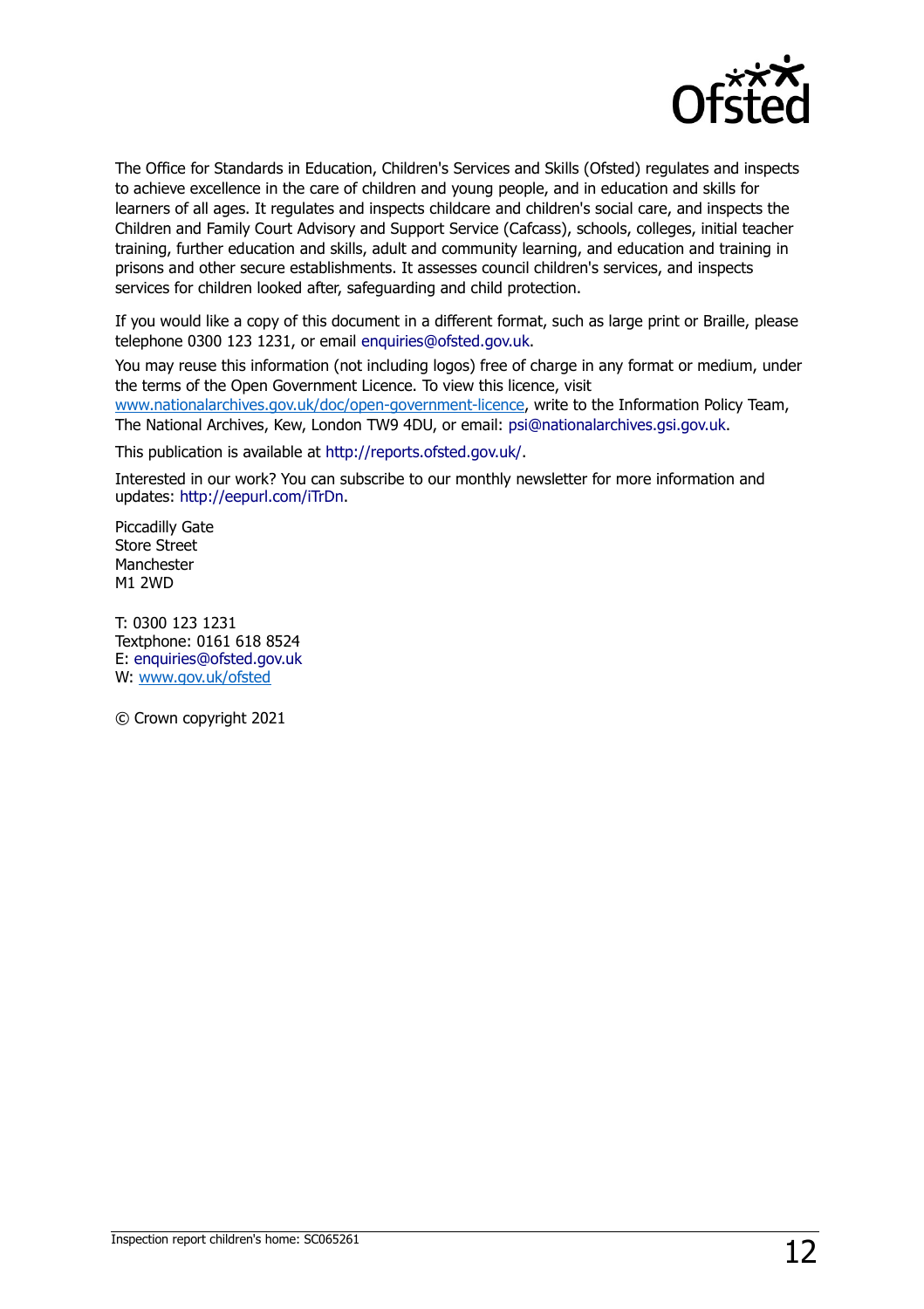The Office for Standards in Education, Children's Services and Skills (Ofsted) regulates and inspects to achieve excellence in the care of children and young people, and in education and skills for learners of all ages. It regulates and inspects childcare and children's social care, and inspects the Children and Family Court Advisory and Support Service (Cafcass), schools, colleges, initial teacher training, further education and skills, adult and community learning, and education and training in prisons and other secure establishments. It assesses council children's services, and inspects services for children looked after, safeguarding and child protection.

If you would like a copy of this document in a different format, such as large print or Braille, please telephone 0300 123 1231, or email enquiries@ofsted.gov.uk.

You may reuse this information (not including logos) free of charge in any format or medium, under the terms of the Open Government Licence. To view this licence, visit www.nationalarchives.gov.uk/doc/open-government-licence, write to the Information Policy Team, The National Archives, Kew, London TW9 4DU, or email: psi@nationalarchives.gsi.gov.uk.

This publication is available at http://reports.ofsted.gov.uk/.

Interested in our work? You can subscribe to our monthly newsletter for more information and updates: http://eepurl.com/iTrDn.

Piccadilly Gate
Store Street
Manchester
M1 2WD

T: 0300 123 1231
Textphone: 0161 618 8524
E: enquiries@ofsted.gov.uk
W: www.gov.uk/ofsted

© Crown copyright 2021